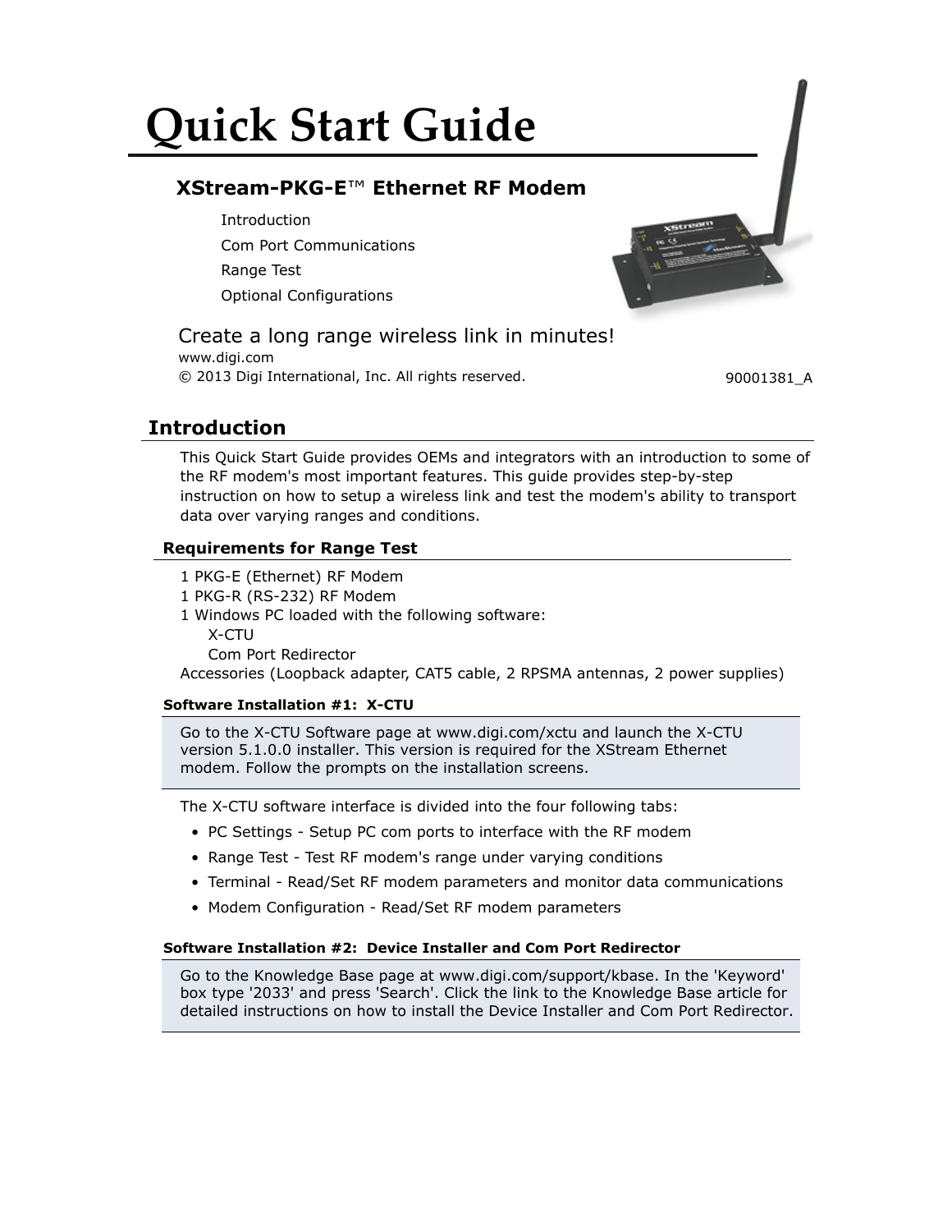# Quick Start Guide

## XStream-PKG-E™ Ethernet RF Modem

- Introduction
- Com Port Communications
- Range Test
- Optional Configurations

Create a long range wireless link in minutes!

www.digi.com

© 2013 Digi International, Inc. All rights reserved.

90001381_A

## Introduction

This Quick Start Guide provides OEMs and integrators with an introduction to some of the RF modem's most important features. This guide provides step-by-step instruction on how to setup a wireless link and test the modem's ability to transport data over varying ranges and conditions.

### Requirements for Range Test

1 PKG-E (Ethernet) RF Modem
1 PKG-R (RS-232) RF Modem
1 Windows PC loaded with the following software:
  X-CTU
  Com Port Redirector
Accessories (Loopback adapter, CAT5 cable, 2 RPSMA antennas, 2 power supplies)

#### Software Installation #1: X-CTU

Go to the X-CTU Software page at www.digi.com/xctu and launch the X-CTU version 5.1.0.0 installer. This version is required for the XStream Ethernet modem. Follow the prompts on the installation screens.

The X-CTU software interface is divided into the four following tabs:

- PC Settings - Setup PC com ports to interface with the RF modem
- Range Test - Test RF modem's range under varying conditions
- Terminal - Read/Set RF modem parameters and monitor data communications
- Modem Configuration - Read/Set RF modem parameters

#### Software Installation #2: Device Installer and Com Port Redirector

Go to the Knowledge Base page at www.digi.com/support/kbase. In the 'Keyword' box type '2033' and press 'Search'. Click the link to the Knowledge Base article for detailed instructions on how to install the Device Installer and Com Port Redirector.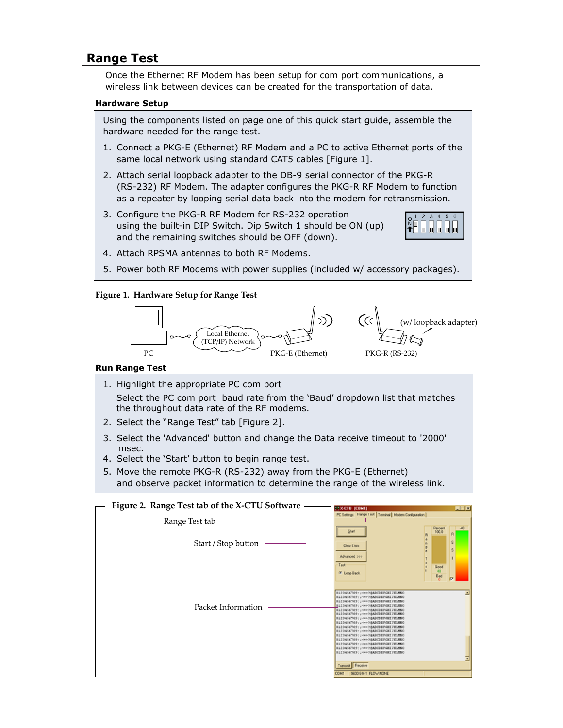## Range Test

Once the Ethernet RF Modem has been setup for com port communications, a wireless link between devices can be created for the transportation of data.

### Hardware Setup

Using the components listed on page one of this quick start guide, assemble the hardware needed for the range test.

1. Connect a PKG-E (Ethernet) RF Modem and a PC to active Ethernet ports of the same local network using standard CAT5 cables [Figure 1].
2. Attach serial loopback adapter to the DB-9 serial connector of the PKG-R (RS-232) RF Modem. The adapter configures the PKG-R RF Modem to function as a repeater by looping serial data back into the modem for retransmission.
3. Configure the PKG-R RF Modem for RS-232 operation using the built-in DIP Switch. Dip Switch 1 should be ON (up) and the remaining switches should be OFF (down).
4. Attach RPSMA antennas to both RF Modems.
5. Power both RF Modems with power supplies (included w/ accessory packages).

**Figure 1. Hardware Setup for Range Test**

### Run Range Test

1. Highlight the appropriate PC com port

   Select the PC com port baud rate from the 'Baud' dropdown list that matches the throughout data rate of the RF modems.
2. Select the "Range Test" tab [Figure 2].
3. Select the 'Advanced' button and change the Data receive timeout to '2000' msec.
4. Select the 'Start' button to begin range test.
5. Move the remote PKG-R (RS-232) away from the PKG-E (Ethernet) and observe packet information to determine the range of the wireless link.

**Figure 2. Range Test tab of the X-CTU Software**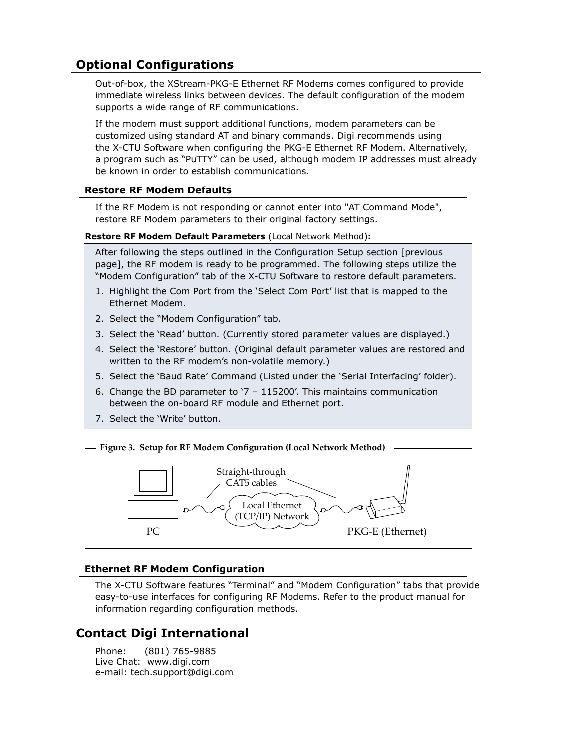## Optional Configurations

Out-of-box, the XStream-PKG-E Ethernet RF Modems comes configured to provide immediate wireless links between devices. The default configuration of the modem supports a wide range of RF communications.

If the modem must support additional functions, modem parameters can be customized using standard AT and binary commands. Digi recommends using the X-CTU Software when configuring the PKG-E Ethernet RF Modem. Alternatively, a program such as “PuTTY” can be used, although modem IP addresses must already be known in order to establish communications.

### Restore RF Modem Defaults

If the RF Modem is not responding or cannot enter into "AT Command Mode", restore RF Modem parameters to their original factory settings.

**Restore RF Modem Default Parameters** (Local Network Method)**:**

After following the steps outlined in the Configuration Setup section [previous page], the RF modem is ready to be programmed. The following steps utilize the “Modem Configuration” tab of the X-CTU Software to restore default parameters.

1. Highlight the Com Port from the ‘Select Com Port’ list that is mapped to the Ethernet Modem.
2. Select the “Modem Configuration” tab.
3. Select the ‘Read’ button. (Currently stored parameter values are displayed.)
4. Select the ‘Restore’ button. (Original default parameter values are restored and written to the RF modem’s non-volatile memory.)
5. Select the ‘Baud Rate’ Command (Listed under the ‘Serial Interfacing’ folder).
6. Change the BD parameter to ‘7 – 115200’. This maintains communication between the on-board RF module and Ethernet port.
7. Select the ‘Write’ button.

**Figure 3. Setup for RF Modem Configuration (Local Network Method)**

Straight-through CAT5 cables

Local Ethernet (TCP/IP) Network

PC

PKG-E (Ethernet)

### Ethernet RF Modem Configuration

The X-CTU Software features “Terminal” and “Modem Configuration” tabs that provide easy-to-use interfaces for configuring RF Modems. Refer to the product manual for information regarding configuration methods.

## Contact Digi International

Phone: (801) 765-9885
Live Chat: www.digi.com
e-mail: tech.support@digi.com